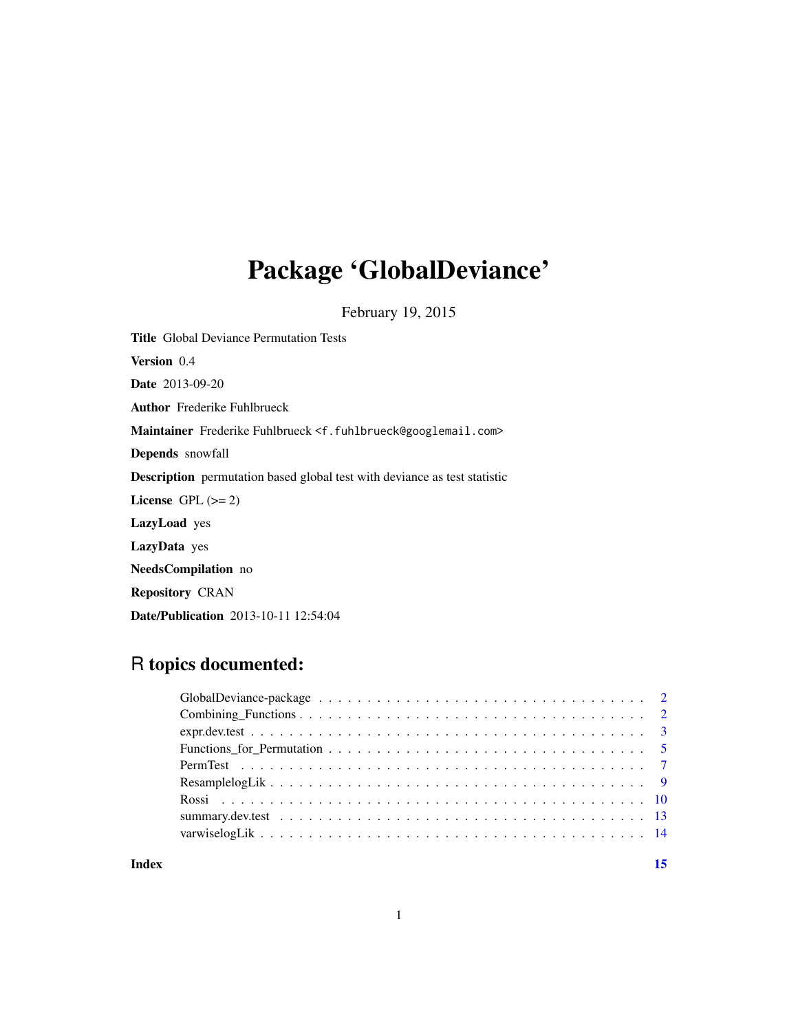# Package 'GlobalDeviance'

February 19, 2015

**Title** Global Deviance Permutation Tests

**Version** 0.4

**Date** 2013-09-20

**Author** Frederike Fuhlbrueck

**Maintainer** Frederike Fuhlbrueck <f.fuhlbrueck@googlemail.com>

**Depends** snowfall

**Description** permutation based global test with deviance as test statistic

**License** GPL (>= 2)

**LazyLoad** yes

**LazyData** yes

**NeedsCompilation** no

**Repository** CRAN

**Date/Publication** 2013-10-11 12:54:04

## R topics documented:

| | |
|---|---|
| GlobalDeviance-package | 2 |
| Combining_Functions | 2 |
| expr.dev.test | 3 |
| Functions_for_Permutation | 5 |
| PermTest | 7 |
| ResamplelogLik | 9 |
| Rossi | 10 |
| summary.dev.test | 13 |
| varwiselogLik | 14 |
| **Index** | **15** |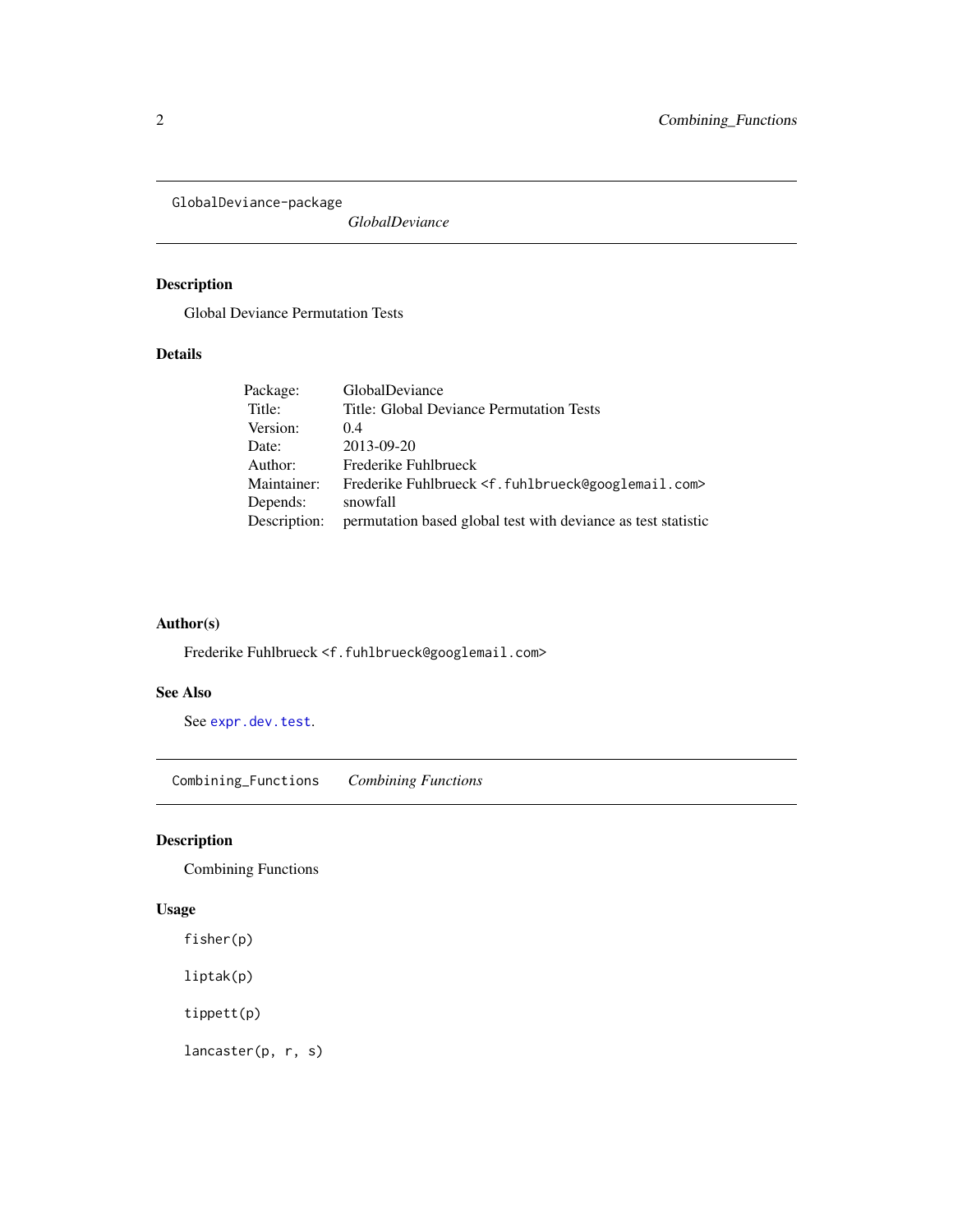## GlobalDeviance-package

*GlobalDeviance*

### Description

Global Deviance Permutation Tests

### Details

| | |
|---|---|
| Package: | GlobalDeviance |
| Title: | Title: Global Deviance Permutation Tests |
| Version: | 0.4 |
| Date: | 2013-09-20 |
| Author: | Frederike Fuhlbrueck |
| Maintainer: | Frederike Fuhlbrueck <f.fuhlbrueck@googlemail.com> |
| Depends: | snowfall |
| Description: | permutation based global test with deviance as test statistic |

### Author(s)

Frederike Fuhlbrueck <f.fuhlbrueck@googlemail.com>

### See Also

See `expr.dev.test`.

## Combining_Functions

*Combining Functions*

### Description

Combining Functions

### Usage

```
fisher(p)

liptak(p)

tippett(p)

lancaster(p, r, s)
```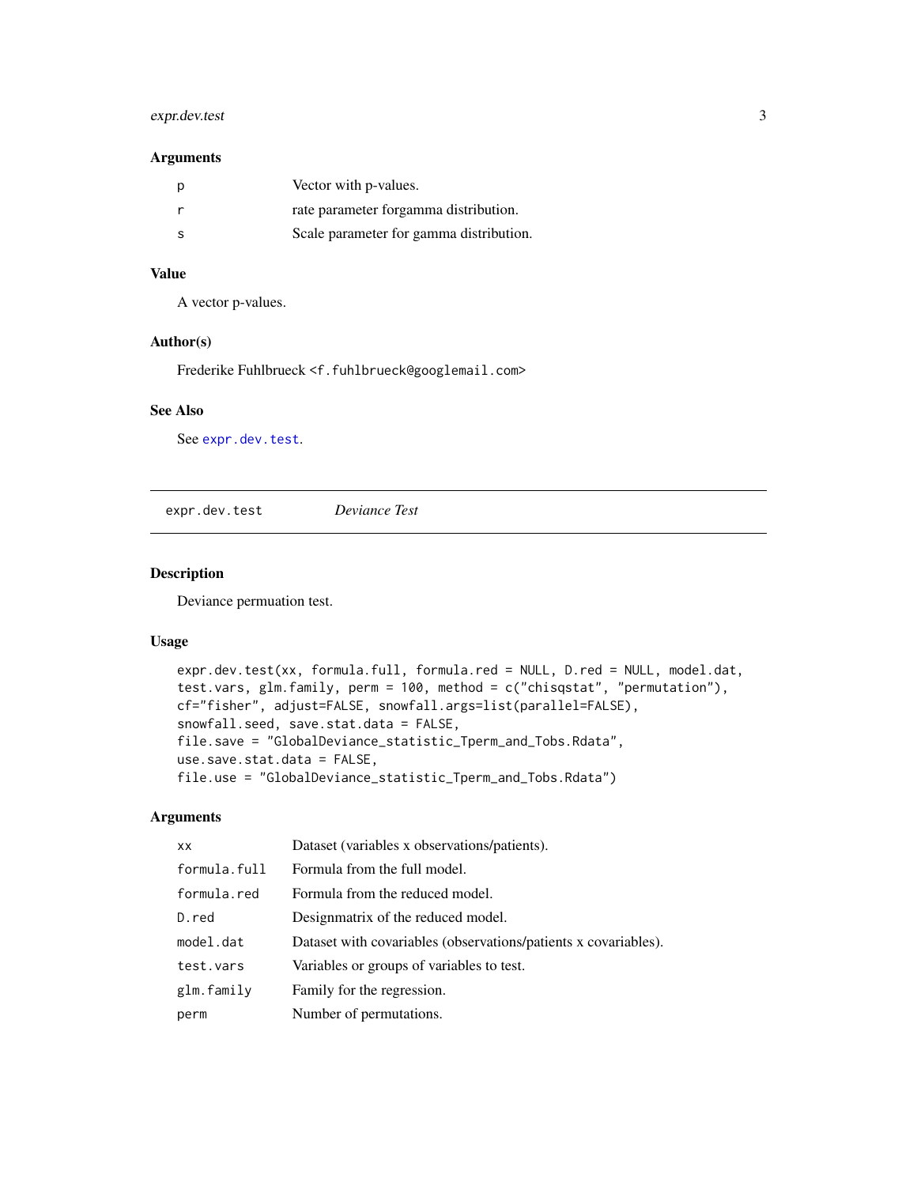### Arguments

| | |
|---|---|
| p | Vector with p-values. |
| r | rate parameter forgamma distribution. |
| s | Scale parameter for gamma distribution. |

### Value

A vector p-values.

### Author(s)

Frederike Fuhlbrueck <f.fuhlbrueck@googlemail.com>

### See Also

See expr.dev.test.

---

## expr.dev.test *Deviance Test*

### Description

Deviance permuation test.

### Usage

```
expr.dev.test(xx, formula.full, formula.red = NULL, D.red = NULL, model.dat,
test.vars, glm.family, perm = 100, method = c("chisqstat", "permutation"),
cf="fisher", adjust=FALSE, snowfall.args=list(parallel=FALSE),
snowfall.seed, save.stat.data = FALSE,
file.save = "GlobalDeviance_statistic_Tperm_and_Tobs.Rdata",
use.save.stat.data = FALSE,
file.use = "GlobalDeviance_statistic_Tperm_and_Tobs.Rdata")
```

### Arguments

| | |
|---|---|
| xx | Dataset (variables x observations/patients). |
| formula.full | Formula from the full model. |
| formula.red | Formula from the reduced model. |
| D.red | Designmatrix of the reduced model. |
| model.dat | Dataset with covariables (observations/patients x covariables). |
| test.vars | Variables or groups of variables to test. |
| glm.family | Family for the regression. |
| perm | Number of permutations. |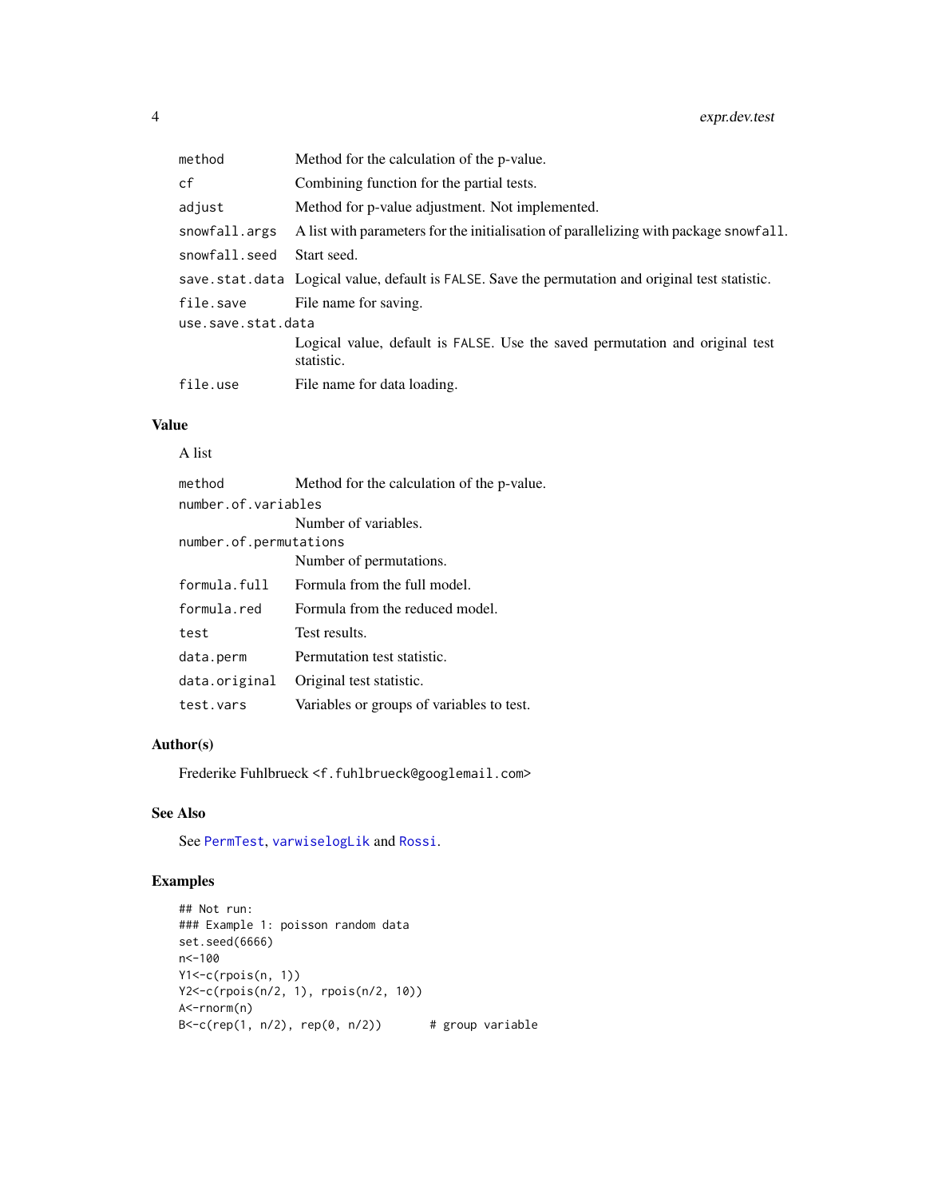| | |
|---|---|
| `method` | Method for the calculation of the p-value. |
| `cf` | Combining function for the partial tests. |
| `adjust` | Method for p-value adjustment. Not implemented. |
| `snowfall.args` | A list with parameters for the initialisation of parallelizing with package `snowfall`. |
| `snowfall.seed` | Start seed. |
| `save.stat.data` | Logical value, default is `FALSE`. Save the permutation and original test statistic. |
| `file.save` | File name for saving. |
| `use.save.stat.data` | Logical value, default is `FALSE`. Use the saved permutation and original test statistic. |
| `file.use` | File name for data loading. |

## Value

A list

| | |
|---|---|
| `method` | Method for the calculation of the p-value. |
| `number.of.variables` | Number of variables. |
| `number.of.permutations` | Number of permutations. |
| `formula.full` | Formula from the full model. |
| `formula.red` | Formula from the reduced model. |
| `test` | Test results. |
| `data.perm` | Permutation test statistic. |
| `data.original` | Original test statistic. |
| `test.vars` | Variables or groups of variables to test. |

## Author(s)

Frederike Fuhlbrueck <f.fuhlbrueck@googlemail.com>

## See Also

See `PermTest`, `varwiselogLik` and `Rossi`.

## Examples

```
## Not run:
### Example 1: poisson random data
set.seed(6666)
n<-100
Y1<-c(rpois(n, 1))
Y2<-c(rpois(n/2, 1), rpois(n/2, 10))
A<-rnorm(n)
B<-c(rep(1, n/2), rep(0, n/2))       # group variable
```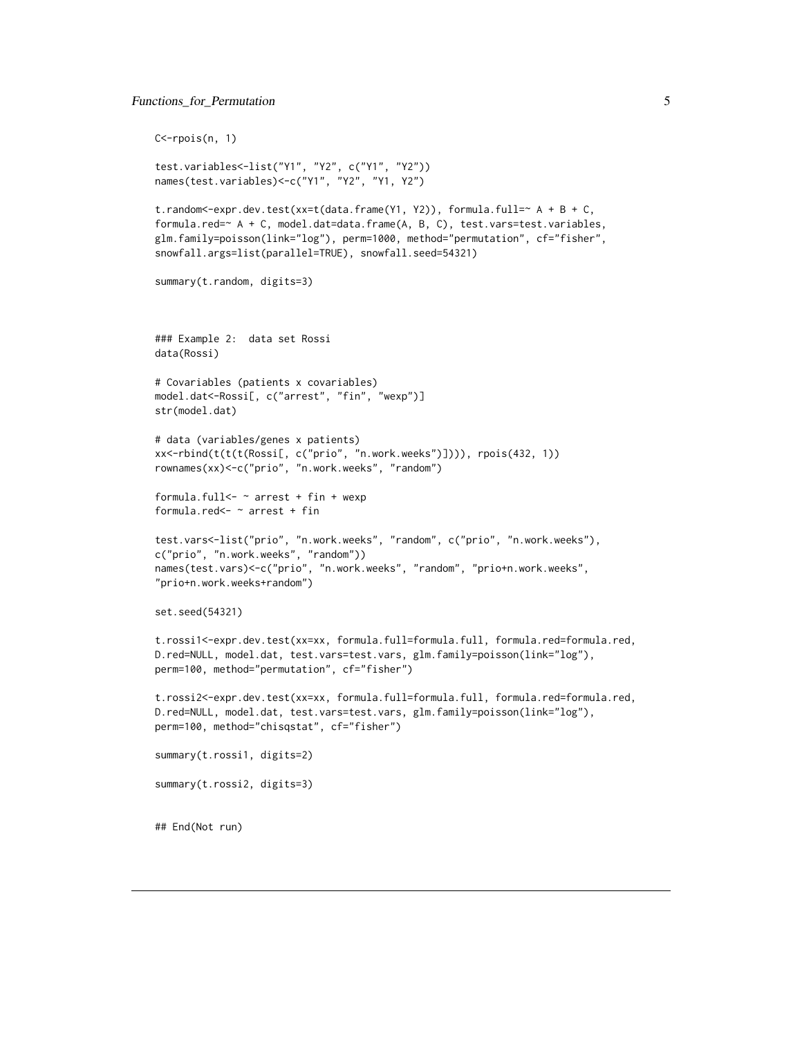```
C<-rpois(n, 1)

test.variables<-list("Y1", "Y2", c("Y1", "Y2"))
names(test.variables)<-c("Y1", "Y2", "Y1, Y2")

t.random<-expr.dev.test(xx=t(data.frame(Y1, Y2)), formula.full=~ A + B + C,
formula.red=~ A + C, model.dat=data.frame(A, B, C), test.vars=test.variables,
glm.family=poisson(link="log"), perm=1000, method="permutation", cf="fisher",
snowfall.args=list(parallel=TRUE), snowfall.seed=54321)

summary(t.random, digits=3)



### Example 2:  data set Rossi
data(Rossi)

# Covariables (patients x covariables)
model.dat<-Rossi[, c("arrest", "fin", "wexp")]
str(model.dat)

# data (variables/genes x patients)
xx<-rbind(t(t(t(Rossi[, c("prio", "n.work.weeks")]))), rpois(432, 1))
rownames(xx)<-c("prio", "n.work.weeks", "random")

formula.full<- ~ arrest + fin + wexp
formula.red<- ~ arrest + fin

test.vars<-list("prio", "n.work.weeks", "random", c("prio", "n.work.weeks"),
c("prio", "n.work.weeks", "random"))
names(test.vars)<-c("prio", "n.work.weeks", "random", "prio+n.work.weeks",
"prio+n.work.weeks+random")

set.seed(54321)

t.rossi1<-expr.dev.test(xx=xx, formula.full=formula.full, formula.red=formula.red,
D.red=NULL, model.dat, test.vars=test.vars, glm.family=poisson(link="log"),
perm=100, method="permutation", cf="fisher")

t.rossi2<-expr.dev.test(xx=xx, formula.full=formula.full, formula.red=formula.red,
D.red=NULL, model.dat, test.vars=test.vars, glm.family=poisson(link="log"),
perm=100, method="chisqstat", cf="fisher")

summary(t.rossi1, digits=2)

summary(t.rossi2, digits=3)


## End(Not run)
```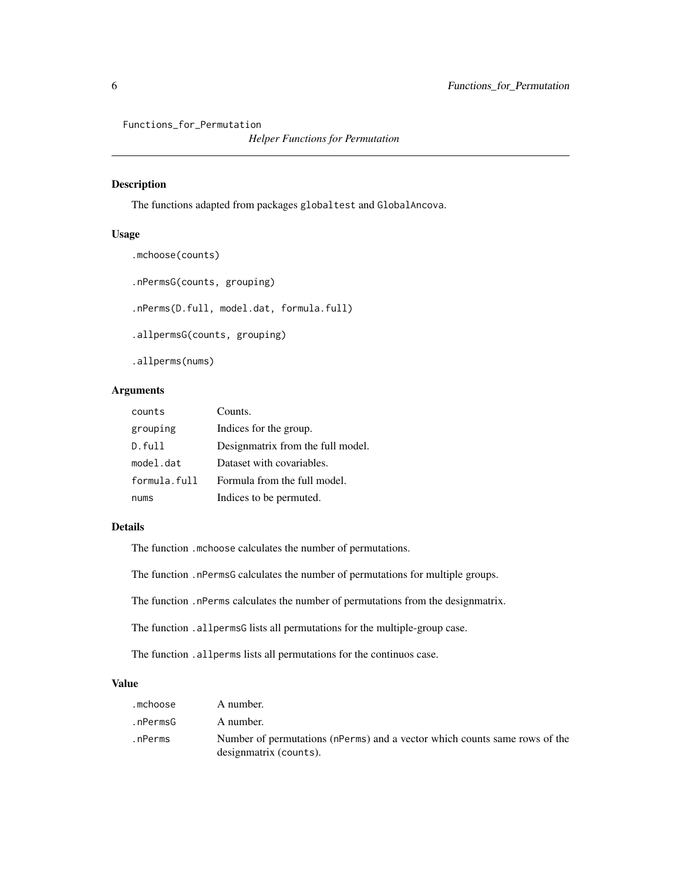Functions_for_Permutation

*Helper Functions for Permutation*

## Description

The functions adapted from packages globaltest and GlobalAncova.

## Usage

```
.mchoose(counts)

.nPermsG(counts, grouping)

.nPerms(D.full, model.dat, formula.full)

.allpermsG(counts, grouping)

.allperms(nums)
```

## Arguments

| | |
|---|---|
| counts | Counts. |
| grouping | Indices for the group. |
| D.full | Designmatrix from the full model. |
| model.dat | Dataset with covariables. |
| formula.full | Formula from the full model. |
| nums | Indices to be permuted. |

## Details

The function .mchoose calculates the number of permutations.

The function .nPermsG calculates the number of permutations for multiple groups.

The function .nPerms calculates the number of permutations from the designmatrix.

The function .allpermsG lists all permutations for the multiple-group case.

The function .allperms lists all permutations for the continuos case.

## Value

| | |
|---|---|
| .mchoose | A number. |
| .nPermsG | A number. |
| .nPerms | Number of permutations (nPerms) and a vector which counts same rows of the designmatrix (counts). |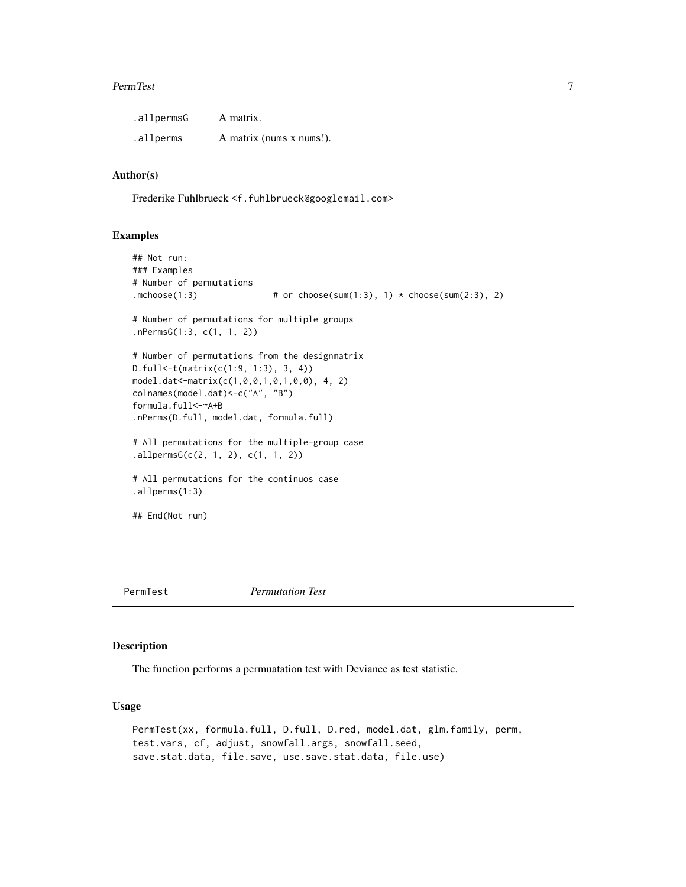| | |
|---|---|
| .allpermsG | A matrix. |
| .allperms | A matrix (nums x nums!). |

## Author(s)

Frederike Fuhlbrueck <f.fuhlbrueck@googlemail.com>

## Examples

```
## Not run:
### Examples
# Number of permutations
.mchoose(1:3)              # or choose(sum(1:3), 1) * choose(sum(2:3), 2)

# Number of permutations for multiple groups
.nPermsG(1:3, c(1, 1, 2))

# Number of permutations from the designmatrix
D.full<-t(matrix(c(1:9, 1:3), 3, 4))
model.dat<-matrix(c(1,0,0,1,0,1,0,0), 4, 2)
colnames(model.dat)<-c("A", "B")
formula.full<-~A+B
.nPerms(D.full, model.dat, formula.full)

# All permutations for the multiple-group case
.allpermsG(c(2, 1, 2), c(1, 1, 2))

# All permutations for the continuos case
.allperms(1:3)

## End(Not run)
```

---

# PermTest *Permutation Test*

---

## Description

The function performs a permuatation test with Deviance as test statistic.

## Usage

```
PermTest(xx, formula.full, D.full, D.red, model.dat, glm.family, perm,
test.vars, cf, adjust, snowfall.args, snowfall.seed,
save.stat.data, file.save, use.save.stat.data, file.use)
```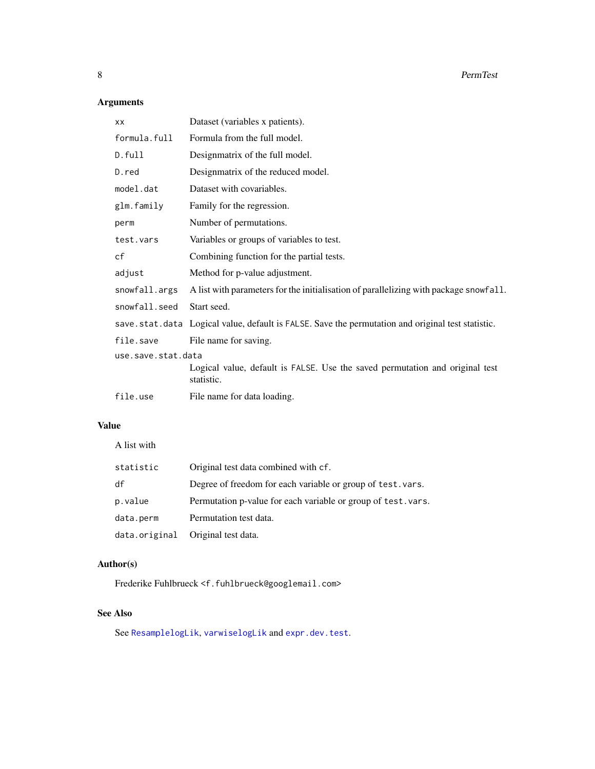## Arguments

| | |
|---|---|
| `xx` | Dataset (variables x patients). |
| `formula.full` | Formula from the full model. |
| `D.full` | Designmatrix of the full model. |
| `D.red` | Designmatrix of the reduced model. |
| `model.dat` | Dataset with covariables. |
| `glm.family` | Family for the regression. |
| `perm` | Number of permutations. |
| `test.vars` | Variables or groups of variables to test. |
| `cf` | Combining function for the partial tests. |
| `adjust` | Method for p-value adjustment. |
| `snowfall.args` | A list with parameters for the initialisation of parallelizing with package `snowfall`. |
| `snowfall.seed` | Start seed. |
| `save.stat.data` | Logical value, default is `FALSE`. Save the permutation and original test statistic. |
| `file.save` | File name for saving. |
| `use.save.stat.data` | Logical value, default is `FALSE`. Use the saved permutation and original test statistic. |
| `file.use` | File name for data loading. |

## Value

A list with

| | |
|---|---|
| `statistic` | Original test data combined with `cf`. |
| `df` | Degree of freedom for each variable or group of `test.vars`. |
| `p.value` | Permutation p-value for each variable or group of `test.vars`. |
| `data.perm` | Permutation test data. |
| `data.original` | Original test data. |

## Author(s)

Frederike Fuhlbrueck <f.fuhlbrueck@googlemail.com>

## See Also

See `ResamplelogLik`, `varwiselogLik` and `expr.dev.test`.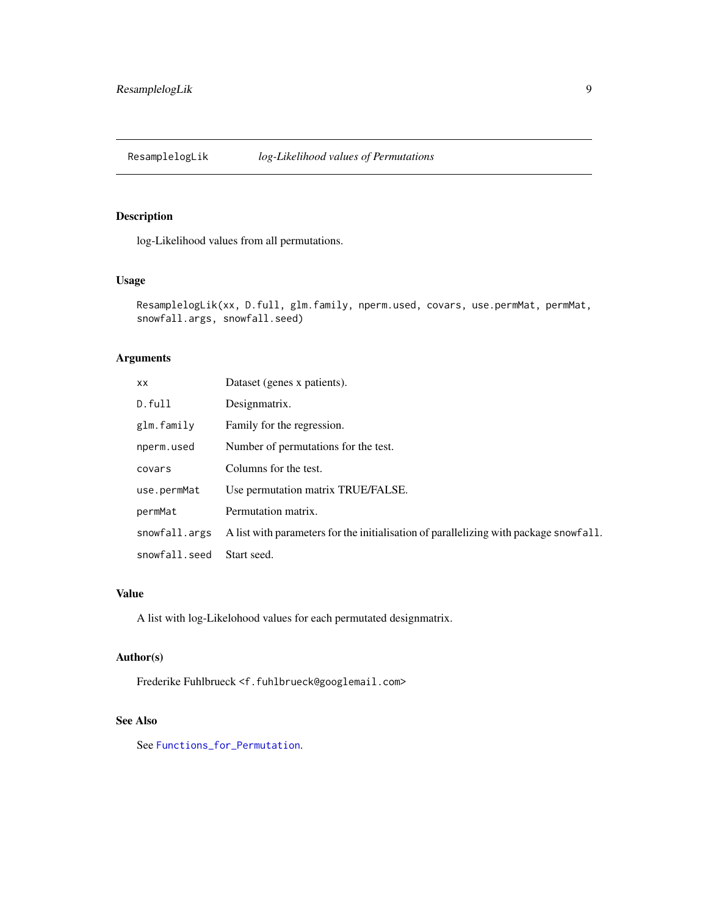# ResamplelogLik — *log-Likelihood values of Permutations*

## Description

log-Likelihood values from all permutations.

## Usage

```
ResamplelogLik(xx, D.full, glm.family, nperm.used, covars, use.permMat, permMat,
snowfall.args, snowfall.seed)
```

## Arguments

| | |
|---|---|
| `xx` | Dataset (genes x patients). |
| `D.full` | Designmatrix. |
| `glm.family` | Family for the regression. |
| `nperm.used` | Number of permutations for the test. |
| `covars` | Columns for the test. |
| `use.permMat` | Use permutation matrix TRUE/FALSE. |
| `permMat` | Permutation matrix. |
| `snowfall.args` | A list with parameters for the initialisation of parallelizing with package `snowfall`. |
| `snowfall.seed` | Start seed. |

## Value

A list with log-Likelohood values for each permutated designmatrix.

## Author(s)

Frederike Fuhlbrueck `<f.fuhlbrueck@googlemail.com>`

## See Also

See `Functions_for_Permutation`.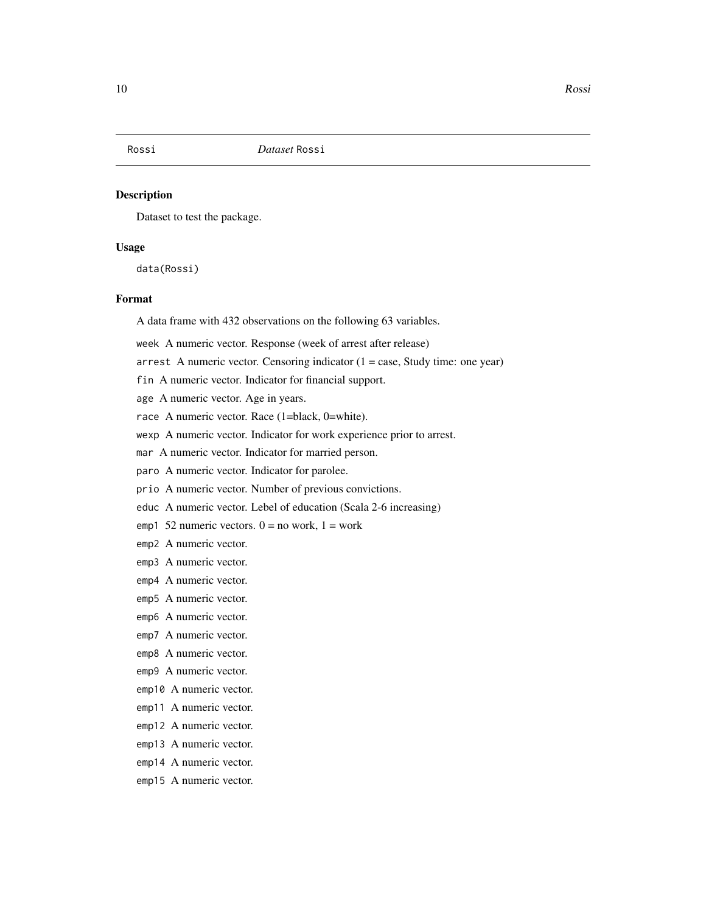Rossi *Dataset* Rossi

## Description

Dataset to test the package.

## Usage

```
data(Rossi)
```

## Format

A data frame with 432 observations on the following 63 variables.

`week` A numeric vector. Response (week of arrest after release)

`arrest` A numeric vector. Censoring indicator (1 = case, Study time: one year)

`fin` A numeric vector. Indicator for financial support.

`age` A numeric vector. Age in years.

`race` A numeric vector. Race (1=black, 0=white).

`wexp` A numeric vector. Indicator for work experience prior to arrest.

`mar` A numeric vector. Indicator for married person.

`paro` A numeric vector. Indicator for parolee.

`prio` A numeric vector. Number of previous convictions.

`educ` A numeric vector. Lebel of education (Scala 2-6 increasing)

`emp1` 52 numeric vectors. 0 = no work, 1 = work

`emp2` A numeric vector.

`emp3` A numeric vector.

`emp4` A numeric vector.

`emp5` A numeric vector.

`emp6` A numeric vector.

`emp7` A numeric vector.

`emp8` A numeric vector.

`emp9` A numeric vector.

`emp10` A numeric vector.

`emp11` A numeric vector.

`emp12` A numeric vector.

`emp13` A numeric vector.

`emp14` A numeric vector.

`emp15` A numeric vector.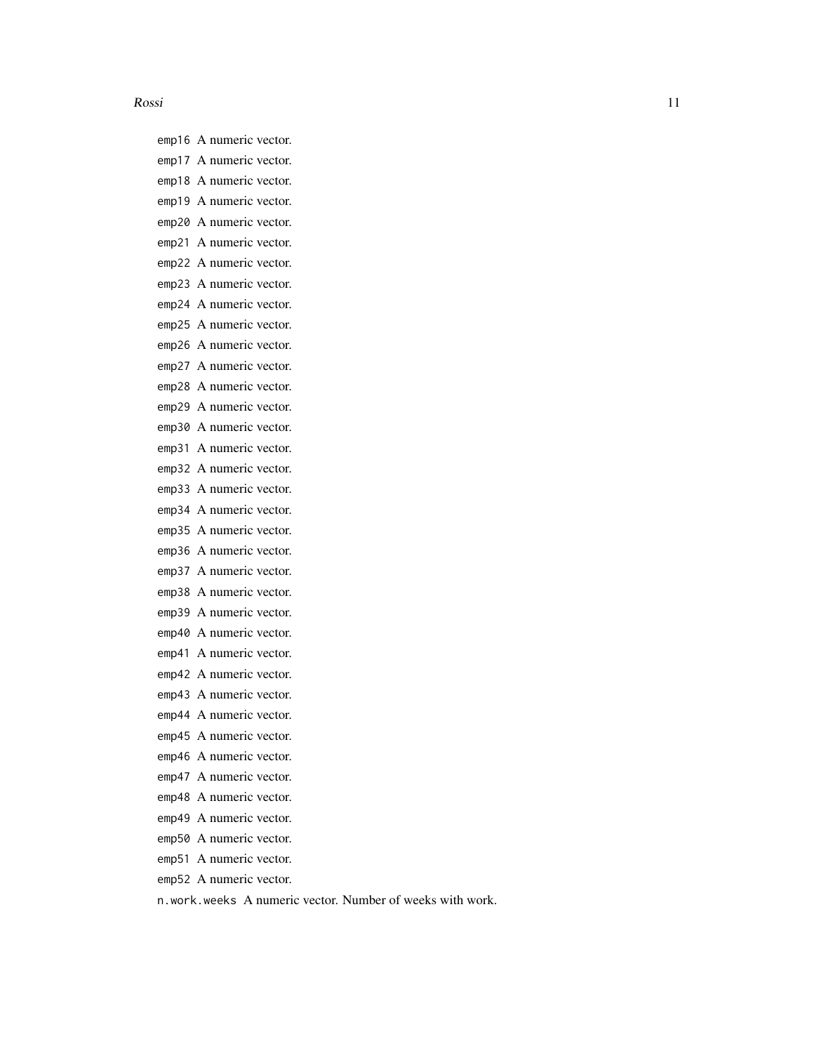emp16 A numeric vector.

emp17 A numeric vector.

emp18 A numeric vector.

emp19 A numeric vector.

emp20 A numeric vector.

emp21 A numeric vector.

emp22 A numeric vector.

emp23 A numeric vector.

emp24 A numeric vector.

emp25 A numeric vector.

emp26 A numeric vector.

emp27 A numeric vector.

emp28 A numeric vector.

emp29 A numeric vector.

emp30 A numeric vector.

emp31 A numeric vector.

emp32 A numeric vector.

emp33 A numeric vector.

emp34 A numeric vector.

emp35 A numeric vector.

emp36 A numeric vector.

emp37 A numeric vector.

emp38 A numeric vector.

emp39 A numeric vector.

emp40 A numeric vector.

emp41 A numeric vector.

emp42 A numeric vector.

emp43 A numeric vector.

emp44 A numeric vector.

emp45 A numeric vector.

emp46 A numeric vector.

emp47 A numeric vector.

emp48 A numeric vector.

emp49 A numeric vector.

emp50 A numeric vector.

emp51 A numeric vector.

emp52 A numeric vector.

n.work.weeks A numeric vector. Number of weeks with work.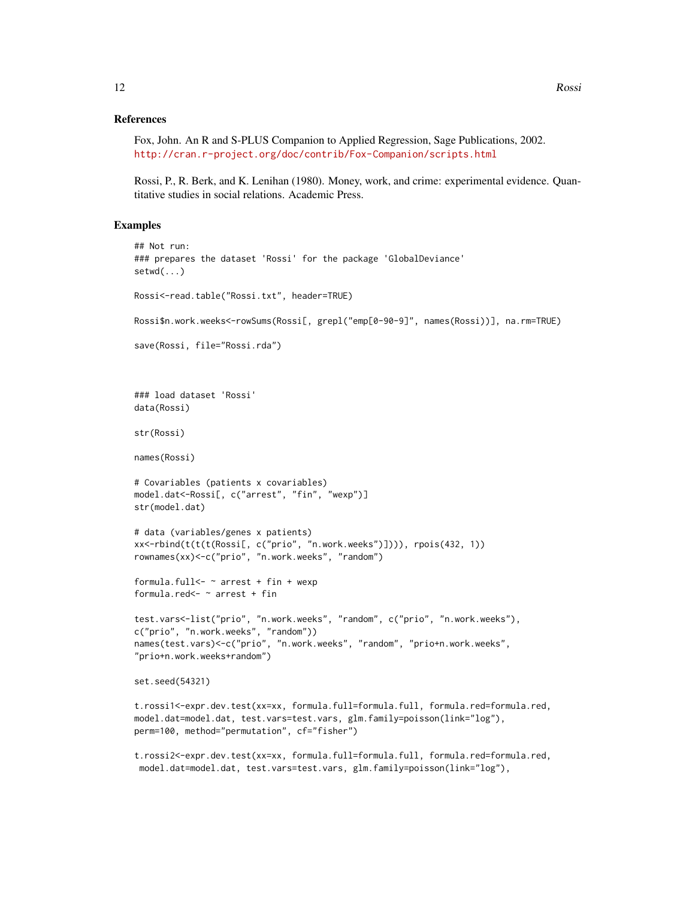## References

Fox, John. An R and S-PLUS Companion to Applied Regression, Sage Publications, 2002. http://cran.r-project.org/doc/contrib/Fox-Companion/scripts.html

Rossi, P., R. Berk, and K. Lenihan (1980). Money, work, and crime: experimental evidence. Quantitative studies in social relations. Academic Press.

## Examples

```
## Not run:
### prepares the dataset 'Rossi' for the package 'GlobalDeviance'
setwd(...)

Rossi<-read.table("Rossi.txt", header=TRUE)

Rossi$n.work.weeks<-rowSums(Rossi[, grepl("emp[0-90-9]", names(Rossi))], na.rm=TRUE)

save(Rossi, file="Rossi.rda")



### load dataset 'Rossi'
data(Rossi)

str(Rossi)

names(Rossi)

# Covariables (patients x covariables)
model.dat<-Rossi[, c("arrest", "fin", "wexp")]
str(model.dat)

# data (variables/genes x patients)
xx<-rbind(t(t(t(Rossi[, c("prio", "n.work.weeks")]))), rpois(432, 1))
rownames(xx)<-c("prio", "n.work.weeks", "random")

formula.full<- ~ arrest + fin + wexp
formula.red<- ~ arrest + fin

test.vars<-list("prio", "n.work.weeks", "random", c("prio", "n.work.weeks"),
c("prio", "n.work.weeks", "random"))
names(test.vars)<-c("prio", "n.work.weeks", "random", "prio+n.work.weeks",
"prio+n.work.weeks+random")

set.seed(54321)

t.rossi1<-expr.dev.test(xx=xx, formula.full=formula.full, formula.red=formula.red,
model.dat=model.dat, test.vars=test.vars, glm.family=poisson(link="log"),
perm=100, method="permutation", cf="fisher")

t.rossi2<-expr.dev.test(xx=xx, formula.full=formula.full, formula.red=formula.red,
 model.dat=model.dat, test.vars=test.vars, glm.family=poisson(link="log"),
```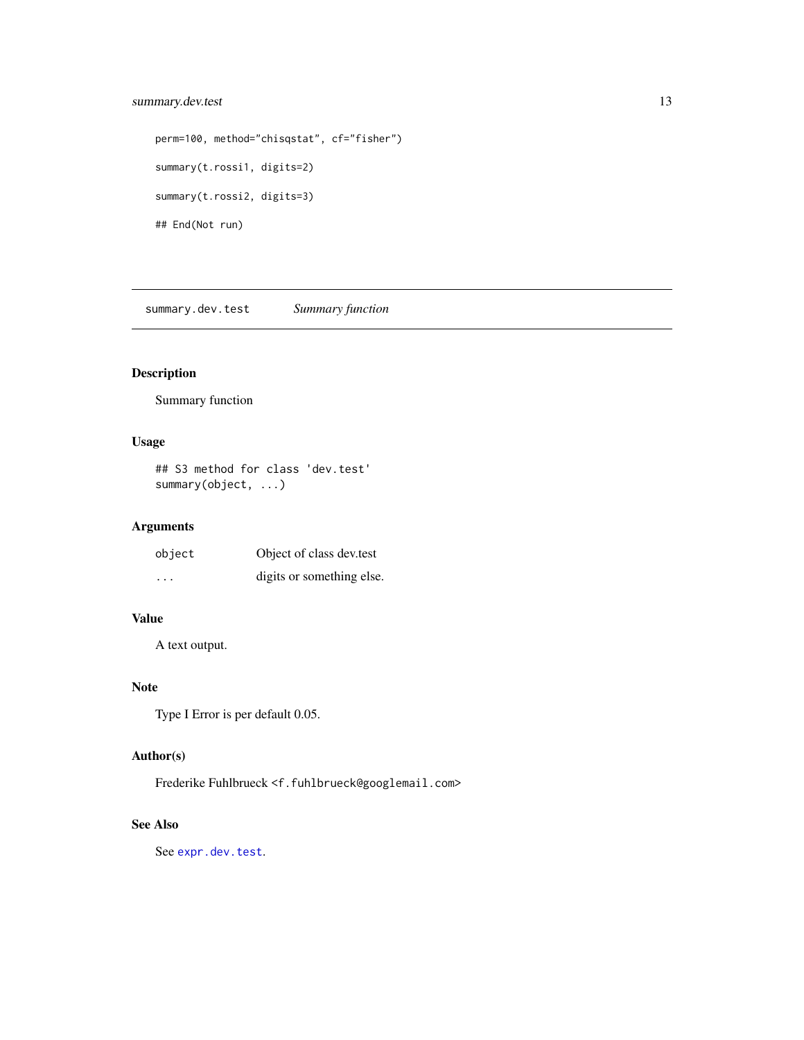```
perm=100, method="chisqstat", cf="fisher")

summary(t.rossi1, digits=2)

summary(t.rossi2, digits=3)

## End(Not run)
```

---

## summary.dev.test — *Summary function*

### Description

Summary function

### Usage

```
## S3 method for class 'dev.test'
summary(object, ...)
```

### Arguments

| | |
|---|---|
| `object` | Object of class dev.test |
| `...` | digits or something else. |

### Value

A text output.

### Note

Type I Error is per default 0.05.

### Author(s)

Frederike Fuhlbrueck <f.fuhlbrueck@googlemail.com>

### See Also

See `expr.dev.test`.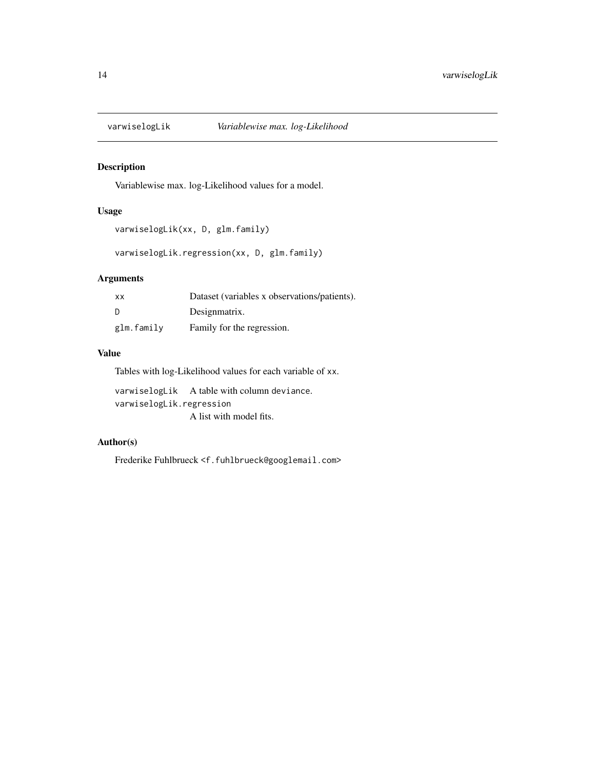## varwiselogLik — *Variablewise max. log-Likelihood*

### Description

Variablewise max. log-Likelihood values for a model.

### Usage

```
varwiselogLik(xx, D, glm.family)

varwiselogLik.regression(xx, D, glm.family)
```

### Arguments

| | |
|---|---|
| `xx` | Dataset (variables x observations/patients). |
| `D` | Designmatrix. |
| `glm.family` | Family for the regression. |

### Value

Tables with log-Likelihood values for each variable of `xx`.

| | |
|---|---|
| `varwiselogLik` | A table with column `deviance`. |
| `varwiselogLik.regression` | A list with model fits. |

### Author(s)

Frederike Fuhlbrueck <f.fuhlbrueck@googlemail.com>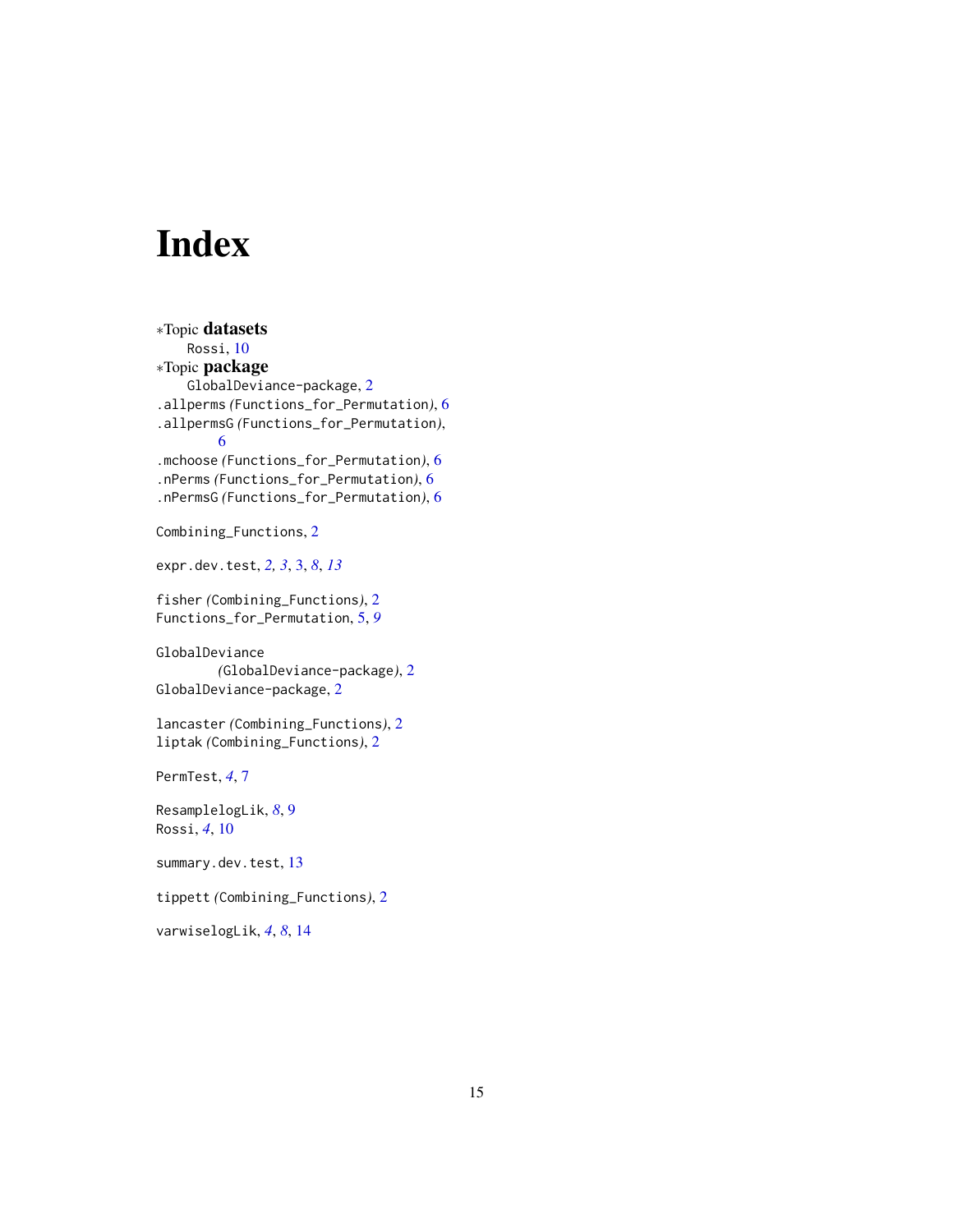# Index

∗Topic **datasets**

Rossi, 10

∗Topic **package**

GlobalDeviance-package, 2

.allperms *(*Functions_for_Permutation*)*, 6
.allpermsG *(*Functions_for_Permutation*)*, 6
.mchoose *(*Functions_for_Permutation*)*, 6
.nPerms *(*Functions_for_Permutation*)*, 6
.nPermsG *(*Functions_for_Permutation*)*, 6

Combining_Functions, 2

expr.dev.test, *2, 3*, 3, *8*, *13*

fisher *(*Combining_Functions*)*, 2
Functions_for_Permutation, 5, *9*

GlobalDeviance *(*GlobalDeviance-package*)*, 2
GlobalDeviance-package, 2

lancaster *(*Combining_Functions*)*, 2
liptak *(*Combining_Functions*)*, 2

PermTest, *4*, 7

ResamplelogLik, *8*, 9
Rossi, *4*, 10

summary.dev.test, 13

tippett *(*Combining_Functions*)*, 2

varwiselogLik, *4*, *8*, 14